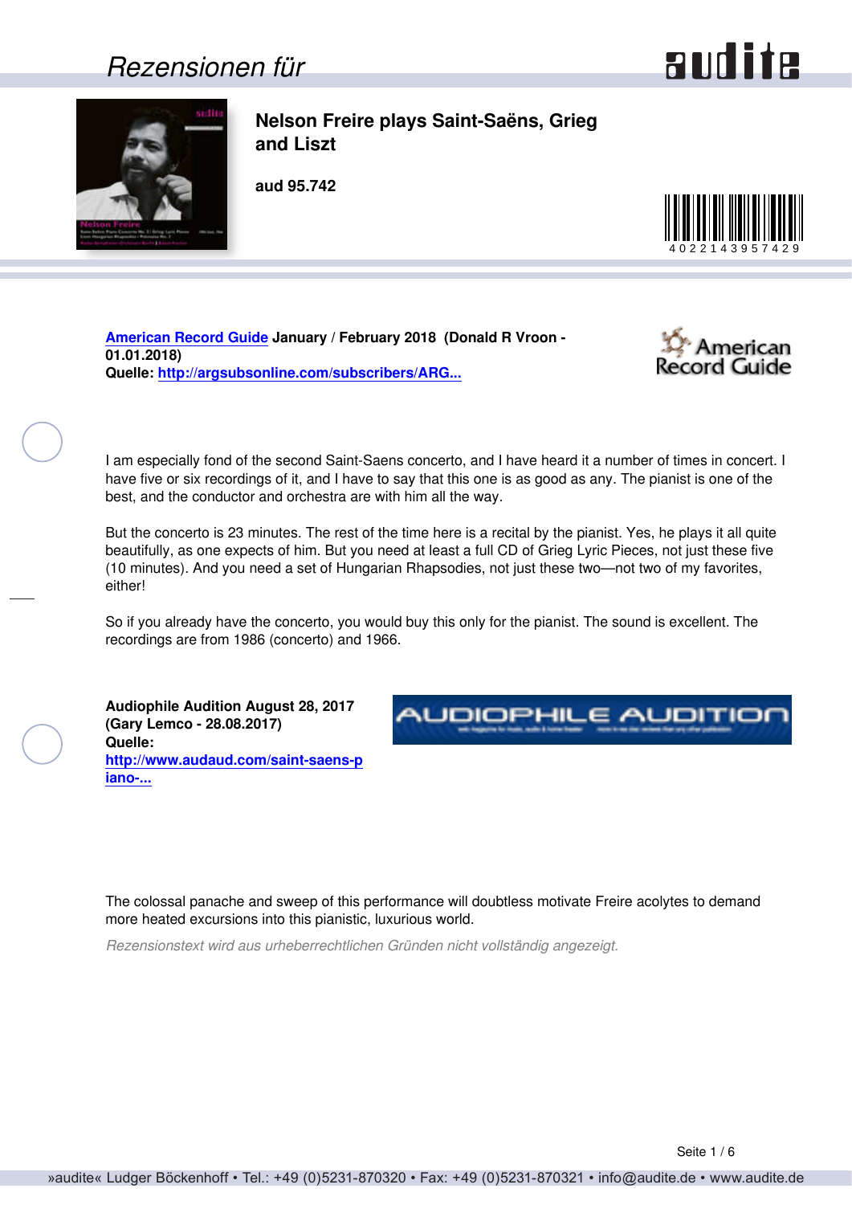Rezensionen für

# Nelson Freire plays Saint-Saëns, Grieg and Liszt

**aud 95.742**

4022143957429

**[American Record Guide](http://argsubsonline.com/subscribers/ARG...) January / February 2018 (Donald R Vroon - 01.01.2018)**
**Quelle: http://argsubsonline.com/subscribers/ARG...**

I am especially fond of the second Saint-Saens concerto, and I have heard it a number of times in concert. I have five or six recordings of it, and I have to say that this one is as good as any. The pianist is one of the best, and the conductor and orchestra are with him all the way.

But the concerto is 23 minutes. The rest of the time here is a recital by the pianist. Yes, he plays it all quite beautifully, as one expects of him. But you need at least a full CD of Grieg Lyric Pieces, not just these five (10 minutes). And you need a set of Hungarian Rhapsodies, not just these two—not two of my favorites, either!

So if you already have the concerto, you would buy this only for the pianist. The sound is excellent. The recordings are from 1986 (concerto) and 1966.

**Audiophile Audition August 28, 2017 (Gary Lemco - 28.08.2017)**
**Quelle: http://www.audaud.com/saint-saens-piano-...**

The colossal panache and sweep of this performance will doubtless motivate Freire acolytes to demand more heated excursions into this pianistic, luxurious world.

*Rezensionstext wird aus urheberrechtlichen Gründen nicht vollständig angezeigt.*

»audite« Ludger Böckenhoff • Tel.: +49 (0)5231-870320 • Fax: +49 (0)5231-870321 • info@audite.de • www.audite.de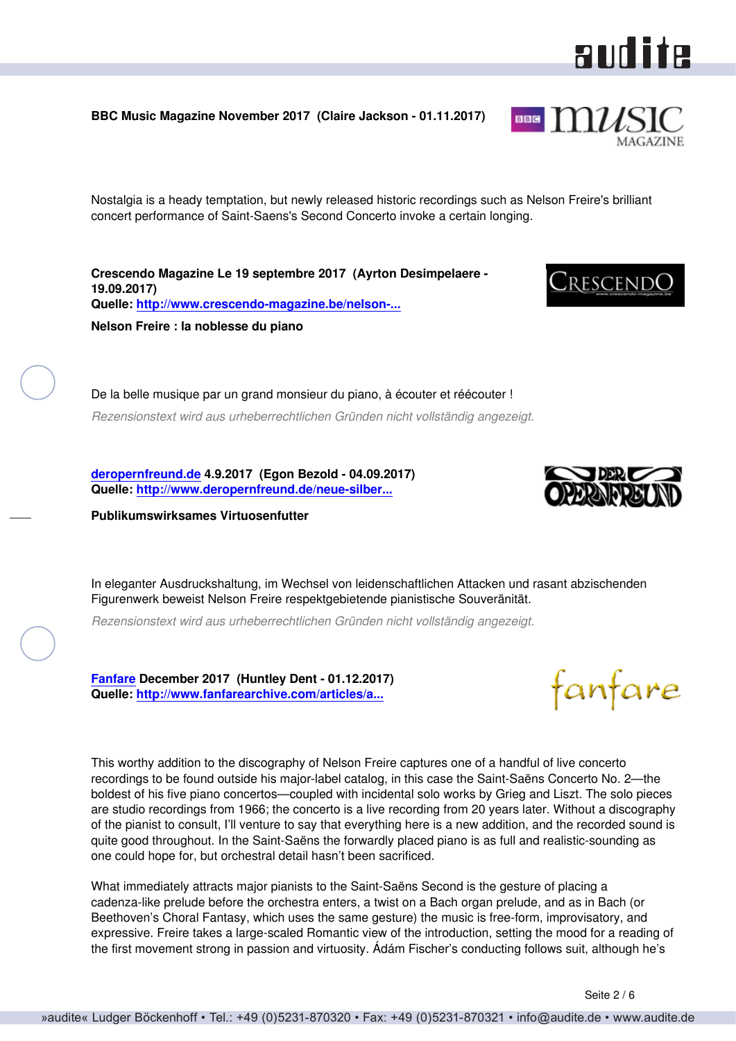**BBC Music Magazine November 2017 (Claire Jackson - 01.11.2017)**

Nostalgia is a heady temptation, but newly released historic recordings such as Nelson Freire's brilliant concert performance of Saint-Saens's Second Concerto invoke a certain longing.

**Crescendo Magazine Le 19 septembre 2017 (Ayrton Desimpelaere - 19.09.2017)**
**Quelle: http://www.crescendo-magazine.be/nelson-...**

**Nelson Freire : la noblesse du piano**

De la belle musique par un grand monsieur du piano, à écouter et réécouter !

*Rezensionstext wird aus urheberrechtlichen Gründen nicht vollständig angezeigt.*

**deropernfreund.de 4.9.2017 (Egon Bezold - 04.09.2017)**
**Quelle: http://www.deropernfreund.de/neue-silber...**

**Publikumswirksames Virtuosenfutter**

In eleganter Ausdruckshaltung, im Wechsel von leidenschaftlichen Attacken und rasant abzischenden Figurenwerk beweist Nelson Freire respektgebietende pianistische Souveränität.

*Rezensionstext wird aus urheberrechtlichen Gründen nicht vollständig angezeigt.*

**Fanfare December 2017 (Huntley Dent - 01.12.2017)**
**Quelle: http://www.fanfarearchive.com/articles/a...**

This worthy addition to the discography of Nelson Freire captures one of a handful of live concerto recordings to be found outside his major-label catalog, in this case the Saint-Saëns Concerto No. 2—the boldest of his five piano concertos—coupled with incidental solo works by Grieg and Liszt. The solo pieces are studio recordings from 1966; the concerto is a live recording from 20 years later. Without a discography of the pianist to consult, I'll venture to say that everything here is a new addition, and the recorded sound is quite good throughout. In the Saint-Saëns the forwardly placed piano is as full and realistic-sounding as one could hope for, but orchestral detail hasn't been sacrificed.

What immediately attracts major pianists to the Saint-Saëns Second is the gesture of placing a cadenza-like prelude before the orchestra enters, a twist on a Bach organ prelude, and as in Bach (or Beethoven's Choral Fantasy, which uses the same gesture) the music is free-form, improvisatory, and expressive. Freire takes a large-scaled Romantic view of the introduction, setting the mood for a reading of the first movement strong in passion and virtuosity. Ádám Fischer's conducting follows suit, although he's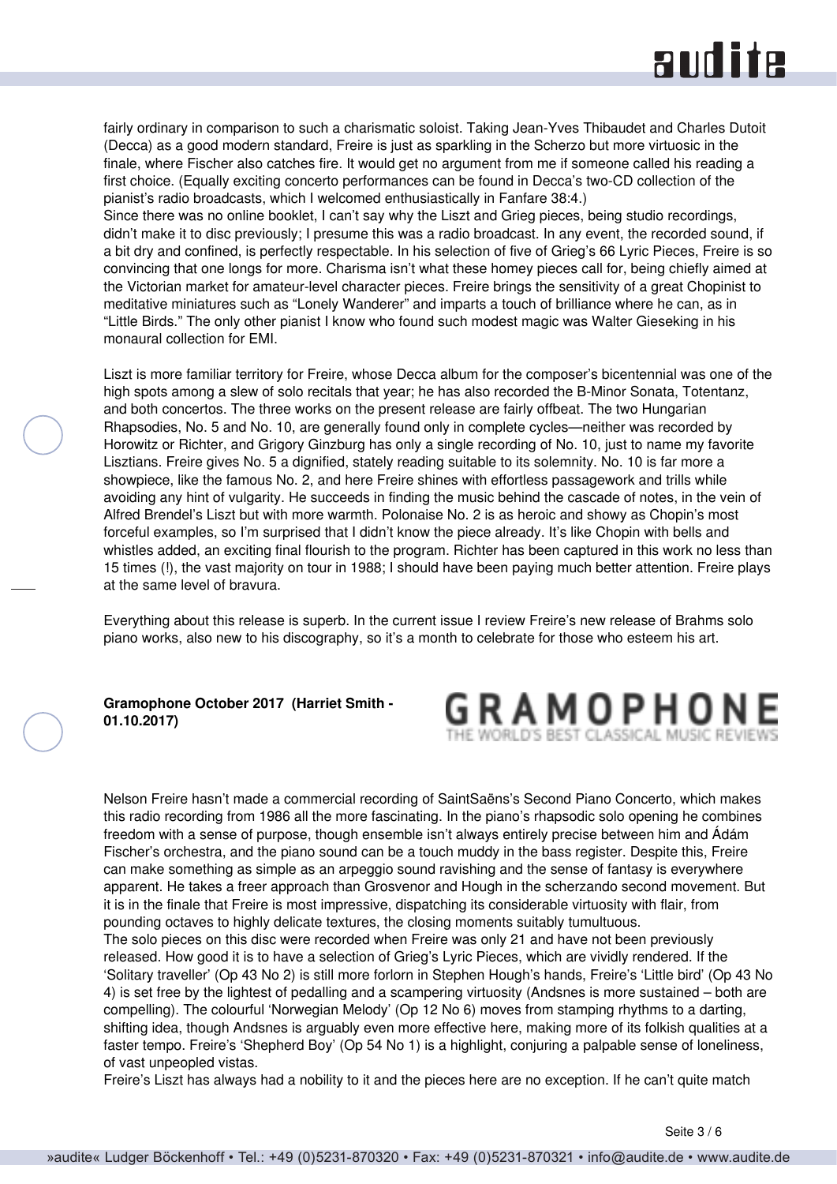fairly ordinary in comparison to such a charismatic soloist. Taking Jean-Yves Thibaudet and Charles Dutoit (Decca) as a good modern standard, Freire is just as sparkling in the Scherzo but more virtuosic in the finale, where Fischer also catches fire. It would get no argument from me if someone called his reading a first choice. (Equally exciting concerto performances can be found in Decca's two-CD collection of the pianist's radio broadcasts, which I welcomed enthusiastically in Fanfare 38:4.)
Since there was no online booklet, I can't say why the Liszt and Grieg pieces, being studio recordings, didn't make it to disc previously; I presume this was a radio broadcast. In any event, the recorded sound, if a bit dry and confined, is perfectly respectable. In his selection of five of Grieg's 66 Lyric Pieces, Freire is so convincing that one longs for more. Charisma isn't what these homey pieces call for, being chiefly aimed at the Victorian market for amateur-level character pieces. Freire brings the sensitivity of a great Chopinist to meditative miniatures such as "Lonely Wanderer" and imparts a touch of brilliance where he can, as in "Little Birds." The only other pianist I know who found such modest magic was Walter Gieseking in his monaural collection for EMI.

Liszt is more familiar territory for Freire, whose Decca album for the composer's bicentennial was one of the high spots among a slew of solo recitals that year; he has also recorded the B-Minor Sonata, Totentanz, and both concertos. The three works on the present release are fairly offbeat. The two Hungarian Rhapsodies, No. 5 and No. 10, are generally found only in complete cycles—neither was recorded by Horowitz or Richter, and Grigory Ginzburg has only a single recording of No. 10, just to name my favorite Lisztians. Freire gives No. 5 a dignified, stately reading suitable to its solemnity. No. 10 is far more a showpiece, like the famous No. 2, and here Freire shines with effortless passagework and trills while avoiding any hint of vulgarity. He succeeds in finding the music behind the cascade of notes, in the vein of Alfred Brendel's Liszt but with more warmth. Polonaise No. 2 is as heroic and showy as Chopin's most forceful examples, so I'm surprised that I didn't know the piece already. It's like Chopin with bells and whistles added, an exciting final flourish to the program. Richter has been captured in this work no less than 15 times (!), the vast majority on tour in 1988; I should have been paying much better attention. Freire plays at the same level of bravura.

Everything about this release is superb. In the current issue I review Freire's new release of Brahms solo piano works, also new to his discography, so it's a month to celebrate for those who esteem his art.

**Gramophone October 2017 (Harriet Smith - 01.10.2017)**

GRAMOPHONE
THE WORLD'S BEST CLASSICAL MUSIC REVIEWS

Nelson Freire hasn't made a commercial recording of SaintSaëns's Second Piano Concerto, which makes this radio recording from 1986 all the more fascinating. In the piano's rhapsodic solo opening he combines freedom with a sense of purpose, though ensemble isn't always entirely precise between him and Ádám Fischer's orchestra, and the piano sound can be a touch muddy in the bass register. Despite this, Freire can make something as simple as an arpeggio sound ravishing and the sense of fantasy is everywhere apparent. He takes a freer approach than Grosvenor and Hough in the scherzando second movement. But it is in the finale that Freire is most impressive, dispatching its considerable virtuosity with flair, from pounding octaves to highly delicate textures, the closing moments suitably tumultuous.
The solo pieces on this disc were recorded when Freire was only 21 and have not been previously released. How good it is to have a selection of Grieg's Lyric Pieces, which are vividly rendered. If the 'Solitary traveller' (Op 43 No 2) is still more forlorn in Stephen Hough's hands, Freire's 'Little bird' (Op 43 No 4) is set free by the lightest of pedalling and a scampering virtuosity (Andsnes is more sustained – both are compelling). The colourful 'Norwegian Melody' (Op 12 No 6) moves from stamping rhythms to a darting, shifting idea, though Andsnes is arguably even more effective here, making more of its folkish qualities at a faster tempo. Freire's 'Shepherd Boy' (Op 54 No 1) is a highlight, conjuring a palpable sense of loneliness, of vast unpeopled vistas.
Freire's Liszt has always had a nobility to it and the pieces here are no exception. If he can't quite match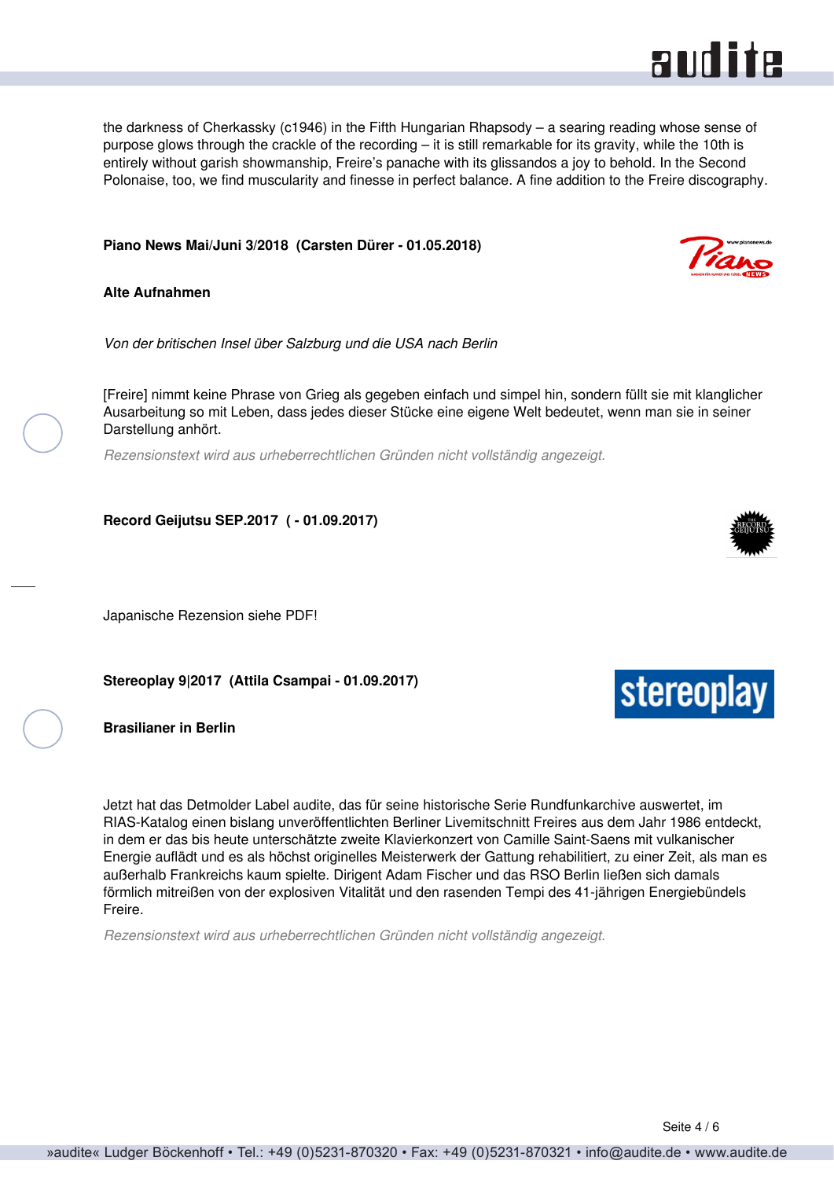the darkness of Cherkassky (c1946) in the Fifth Hungarian Rhapsody – a searing reading whose sense of purpose glows through the crackle of the recording – it is still remarkable for its gravity, while the 10th is entirely without garish showmanship, Freire's panache with its glissandos a joy to behold. In the Second Polonaise, too, we find muscularity and finesse in perfect balance. A fine addition to the Freire discography.

**Piano News Mai/Juni 3/2018 (Carsten Dürer - 01.05.2018)**

**Alte Aufnahmen**

*Von der britischen Insel über Salzburg und die USA nach Berlin*

[Freire] nimmt keine Phrase von Grieg als gegeben einfach und simpel hin, sondern füllt sie mit klanglicher Ausarbeitung so mit Leben, dass jedes dieser Stücke eine eigene Welt bedeutet, wenn man sie in seiner Darstellung anhört.

*Rezensionstext wird aus urheberrechtlichen Gründen nicht vollständig angezeigt.*

**Record Geijutsu SEP.2017 ( - 01.09.2017)**

Japanische Rezension siehe PDF!

**Stereoplay 9|2017 (Attila Csampai - 01.09.2017)**

**Brasilianer in Berlin**

Jetzt hat das Detmolder Label audite, das für seine historische Serie Rundfunkarchive auswertet, im RIAS-Katalog einen bislang unveröffentlichten Berliner Livemitschnitt Freires aus dem Jahr 1986 entdeckt, in dem er das bis heute unterschätzte zweite Klavierkonzert von Camille Saint-Saens mit vulkanischer Energie auflädt und es als höchst originelles Meisterwerk der Gattung rehabilitiert, zu einer Zeit, als man es außerhalb Frankreichs kaum spielte. Dirigent Adam Fischer und das RSO Berlin ließen sich damals förmlich mitreißen von der explosiven Vitalität und den rasenden Tempi des 41-jährigen Energiebündels Freire.

*Rezensionstext wird aus urheberrechtlichen Gründen nicht vollständig angezeigt.*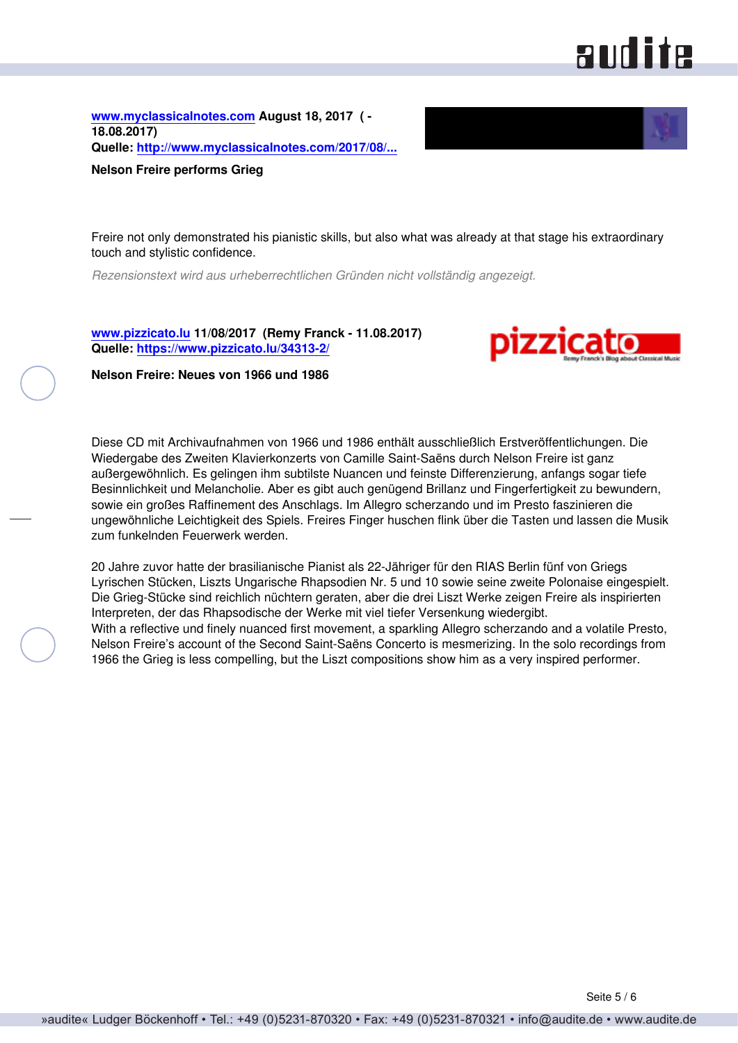**[www.myclassicalnotes.com](http://www.myclassicalnotes.com) August 18, 2017 ( - 18.08.2017)**
**Quelle: [http://www.myclassicalnotes.com/2017/08/...](http://www.myclassicalnotes.com/2017/08/...)**

**Nelson Freire performs Grieg**

Freire not only demonstrated his pianistic skills, but also what was already at that stage his extraordinary touch and stylistic confidence.

*Rezensionstext wird aus urheberrechtlichen Gründen nicht vollständig angezeigt.*

**[www.pizzicato.lu](http://www.pizzicato.lu) 11/08/2017 (Remy Franck - 11.08.2017)**
**Quelle: [https://www.pizzicato.lu/34313-2/](https://www.pizzicato.lu/34313-2/)**

**Nelson Freire: Neues von 1966 und 1986**

Diese CD mit Archivaufnahmen von 1966 und 1986 enthält ausschließlich Erstveröffentlichungen. Die Wiedergabe des Zweiten Klavierkonzerts von Camille Saint-Saëns durch Nelson Freire ist ganz außergewöhnlich. Es gelingen ihm subtilste Nuancen und feinste Differenzierung, anfangs sogar tiefe Besinnlichkeit und Melancholie. Aber es gibt auch genügend Brillanz und Fingerfertigkeit zu bewundern, sowie ein großes Raffinement des Anschlags. Im Allegro scherzando und im Presto faszinieren die ungewöhnliche Leichtigkeit des Spiels. Freires Finger huschen flink über die Tasten und lassen die Musik zum funkelnden Feuerwerk werden.

20 Jahre zuvor hatte der brasilianische Pianist als 22-Jähriger für den RIAS Berlin fünf von Griegs Lyrischen Stücken, Liszts Ungarische Rhapsodien Nr. 5 und 10 sowie seine zweite Polonaise eingespielt. Die Grieg-Stücke sind reichlich nüchtern geraten, aber die drei Liszt Werke zeigen Freire als inspirierten Interpreten, der das Rhapsodische der Werke mit viel tiefer Versenkung wiedergibt.
With a reflective und finely nuanced first movement, a sparkling Allegro scherzando and a volatile Presto, Nelson Freire's account of the Second Saint-Saëns Concerto is mesmerizing. In the solo recordings from 1966 the Grieg is less compelling, but the Liszt compositions show him as a very inspired performer.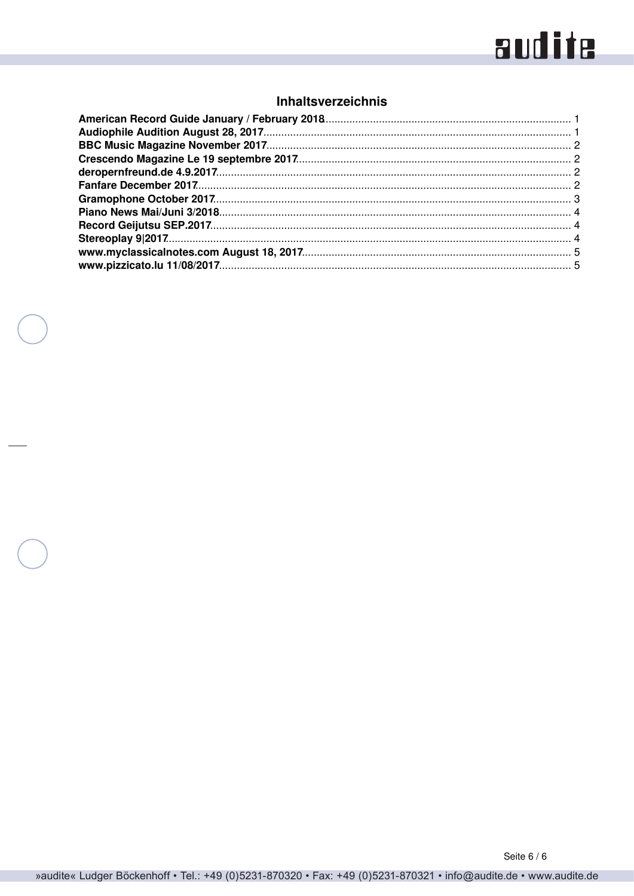# Inhaltsverzeichnis

**American Record Guide January / February 2018** ........ 1
**Audiophile Audition August 28, 2017** ........ 1
**BBC Music Magazine November 2017** ........ 2
**Crescendo Magazine Le 19 septembre 2017** ........ 2
**deropernfreund.de 4.9.2017** ........ 2
**Fanfare December 2017** ........ 2
**Gramophone October 2017** ........ 3
**Piano News Mai/Juni 3/2018** ........ 4
**Record Geijutsu SEP.2017** ........ 4
**Stereoplay 9|2017** ........ 4
**www.myclassicalnotes.com August 18, 2017** ........ 5
**www.pizzicato.lu 11/08/2017** ........ 5